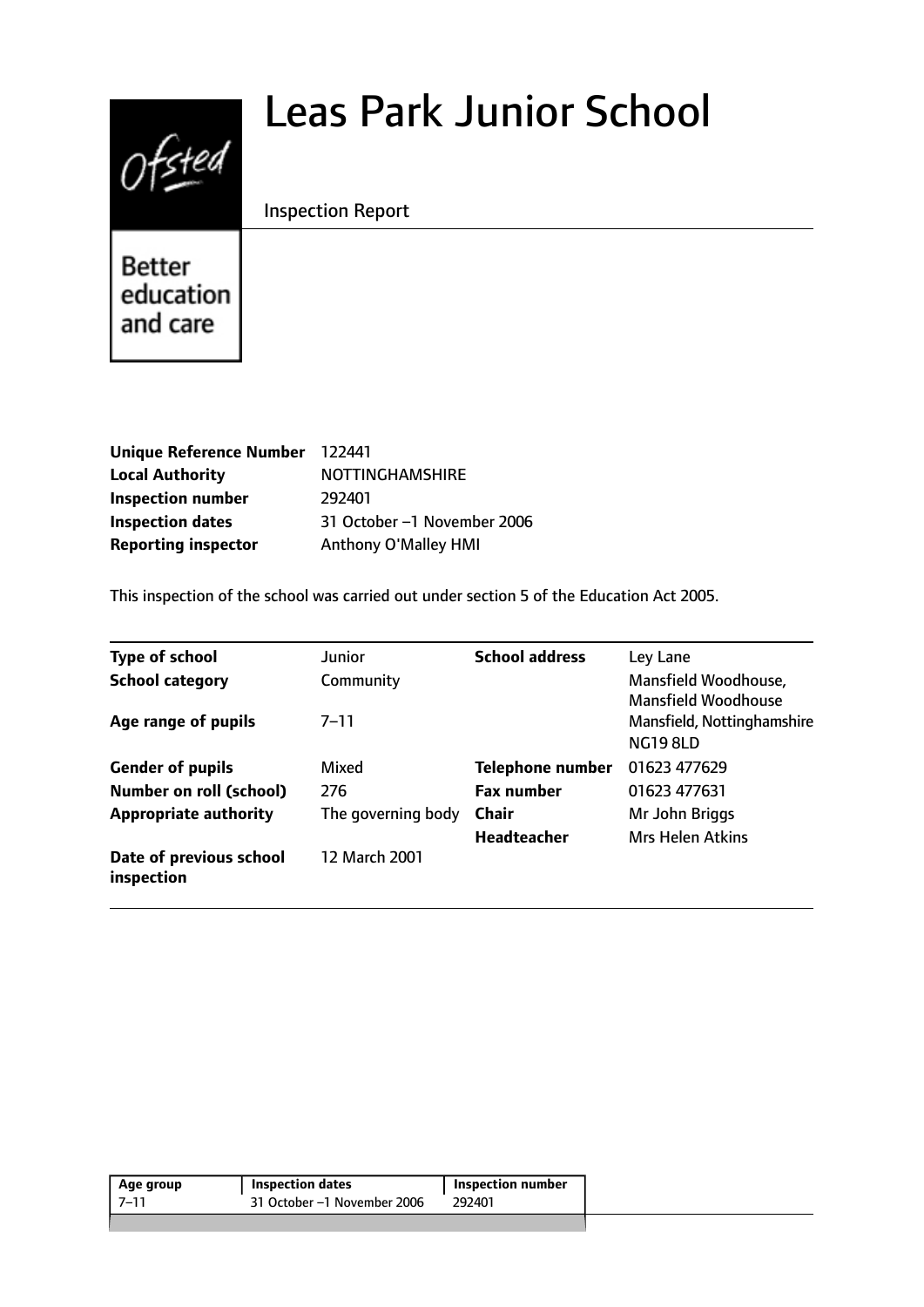# Leas Park Junior School

Inspection Report

Better education and care

| | |
|---|---|
| **Unique Reference Number** | 122441 |
| **Local Authority** | NOTTINGHAMSHIRE |
| **Inspection number** | 292401 |
| **Inspection dates** | 31 October –1 November 2006 |
| **Reporting inspector** | Anthony O'Malley HMI |

This inspection of the school was carried out under section 5 of the Education Act 2005.

| | | | |
|---|---|---|---|
| **Type of school** | Junior | **School address** | Ley Lane |
| **School category** | Community | | Mansfield Woodhouse, Mansfield Woodhouse |
| **Age range of pupils** | 7–11 | | Mansfield, Nottinghamshire NG19 8LD |
| **Gender of pupils** | Mixed | **Telephone number** | 01623 477629 |
| **Number on roll (school)** | 276 | **Fax number** | 01623 477631 |
| **Appropriate authority** | The governing body | **Chair** | Mr John Briggs |
| | | **Headteacher** | Mrs Helen Atkins |
| **Date of previous school inspection** | 12 March 2001 | | |

| Age group | Inspection dates | Inspection number |
|---|---|---|
| 7–11 | 31 October –1 November 2006 | 292401 |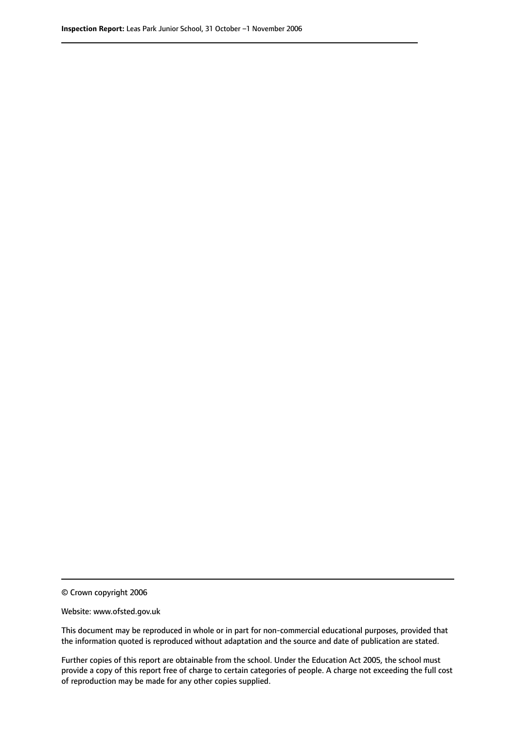© Crown copyright 2006

Website: www.ofsted.gov.uk

This document may be reproduced in whole or in part for non-commercial educational purposes, provided that the information quoted is reproduced without adaptation and the source and date of publication are stated.

Further copies of this report are obtainable from the school. Under the Education Act 2005, the school must provide a copy of this report free of charge to certain categories of people. A charge not exceeding the full cost of reproduction may be made for any other copies supplied.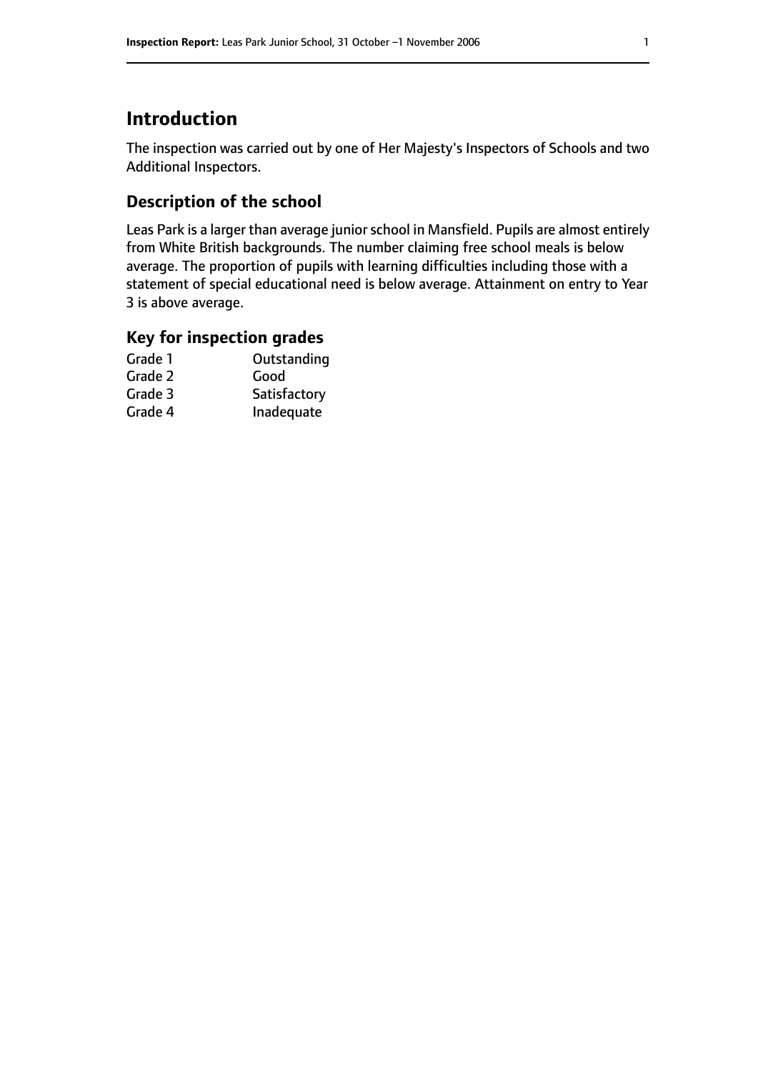# Introduction

The inspection was carried out by one of Her Majesty's Inspectors of Schools and two Additional Inspectors.

## Description of the school

Leas Park is a larger than average junior school in Mansfield. Pupils are almost entirely from White British backgrounds. The number claiming free school meals is below average. The proportion of pupils with learning difficulties including those with a statement of special educational need is below average. Attainment on entry to Year 3 is above average.

## Key for inspection grades

| | |
|---|---|
| Grade 1 | Outstanding |
| Grade 2 | Good |
| Grade 3 | Satisfactory |
| Grade 4 | Inadequate |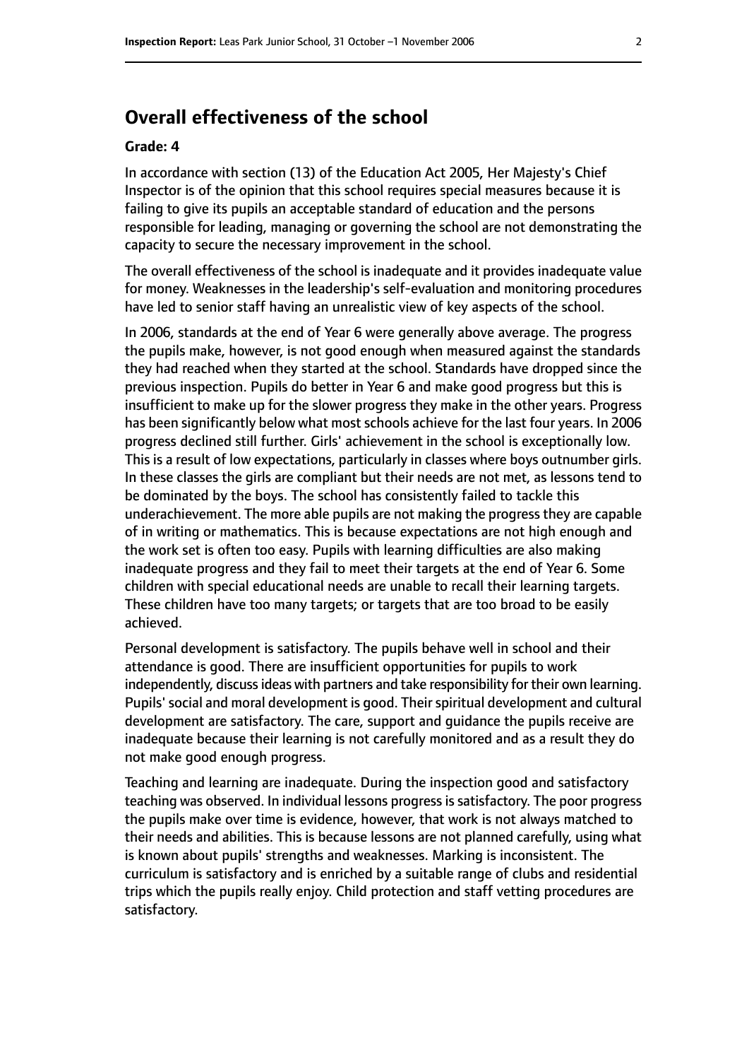## Overall effectiveness of the school

### Grade: 4

In accordance with section (13) of the Education Act 2005, Her Majesty's Chief Inspector is of the opinion that this school requires special measures because it is failing to give its pupils an acceptable standard of education and the persons responsible for leading, managing or governing the school are not demonstrating the capacity to secure the necessary improvement in the school.

The overall effectiveness of the school is inadequate and it provides inadequate value for money. Weaknesses in the leadership's self-evaluation and monitoring procedures have led to senior staff having an unrealistic view of key aspects of the school.

In 2006, standards at the end of Year 6 were generally above average. The progress the pupils make, however, is not good enough when measured against the standards they had reached when they started at the school. Standards have dropped since the previous inspection. Pupils do better in Year 6 and make good progress but this is insufficient to make up for the slower progress they make in the other years. Progress has been significantly below what most schools achieve for the last four years. In 2006 progress declined still further. Girls' achievement in the school is exceptionally low. This is a result of low expectations, particularly in classes where boys outnumber girls. In these classes the girls are compliant but their needs are not met, as lessons tend to be dominated by the boys. The school has consistently failed to tackle this underachievement. The more able pupils are not making the progress they are capable of in writing or mathematics. This is because expectations are not high enough and the work set is often too easy. Pupils with learning difficulties are also making inadequate progress and they fail to meet their targets at the end of Year 6. Some children with special educational needs are unable to recall their learning targets. These children have too many targets; or targets that are too broad to be easily achieved.

Personal development is satisfactory. The pupils behave well in school and their attendance is good. There are insufficient opportunities for pupils to work independently, discuss ideas with partners and take responsibility for their own learning. Pupils' social and moral development is good. Their spiritual development and cultural development are satisfactory. The care, support and guidance the pupils receive are inadequate because their learning is not carefully monitored and as a result they do not make good enough progress.

Teaching and learning are inadequate. During the inspection good and satisfactory teaching was observed. In individual lessons progress is satisfactory. The poor progress the pupils make over time is evidence, however, that work is not always matched to their needs and abilities. This is because lessons are not planned carefully, using what is known about pupils' strengths and weaknesses. Marking is inconsistent. The curriculum is satisfactory and is enriched by a suitable range of clubs and residential trips which the pupils really enjoy. Child protection and staff vetting procedures are satisfactory.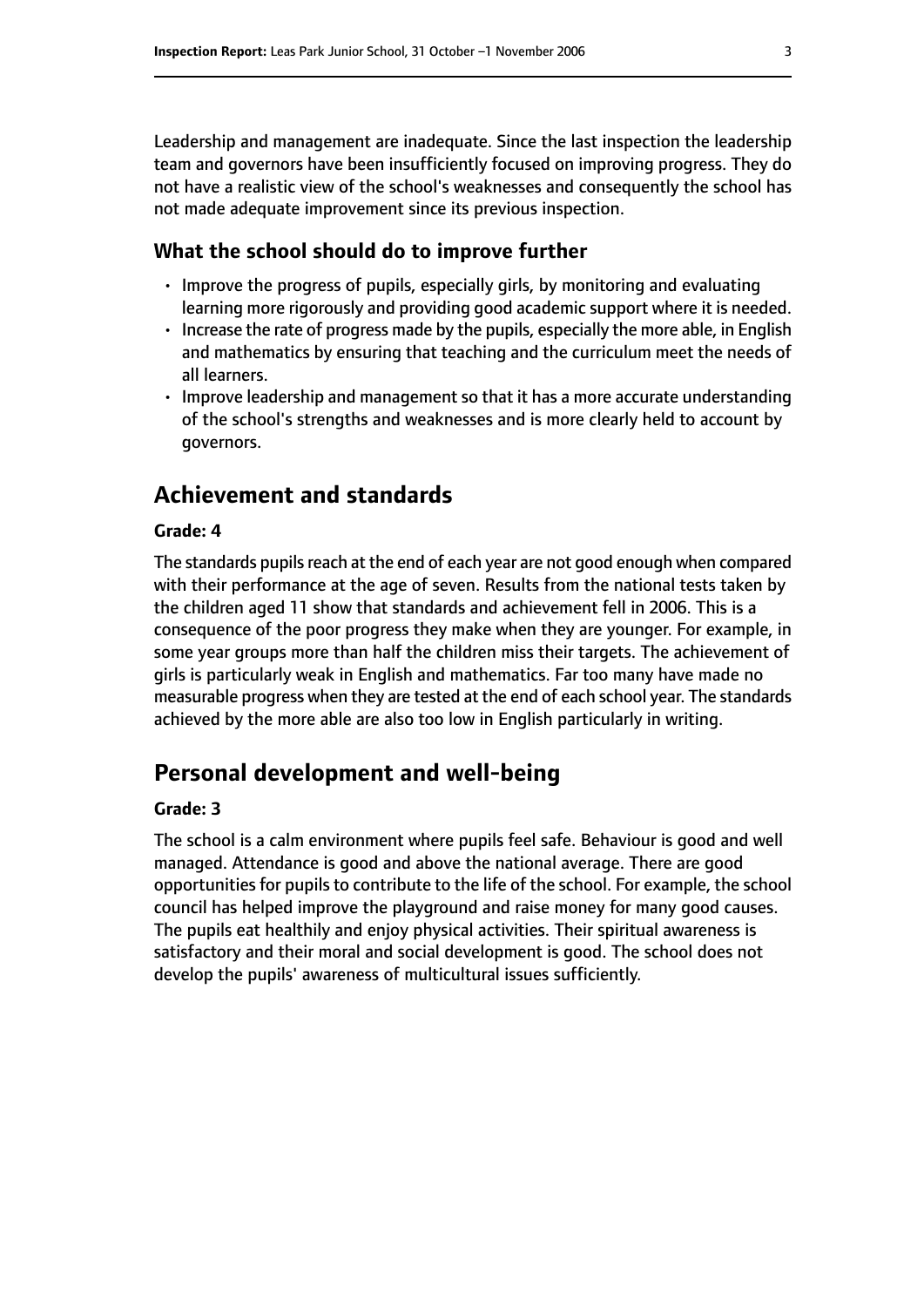Leadership and management are inadequate. Since the last inspection the leadership team and governors have been insufficiently focused on improving progress. They do not have a realistic view of the school's weaknesses and consequently the school has not made adequate improvement since its previous inspection.

### What the school should do to improve further

- Improve the progress of pupils, especially girls, by monitoring and evaluating learning more rigorously and providing good academic support where it is needed.
- Increase the rate of progress made by the pupils, especially the more able, in English and mathematics by ensuring that teaching and the curriculum meet the needs of all learners.
- Improve leadership and management so that it has a more accurate understanding of the school's strengths and weaknesses and is more clearly held to account by governors.

## Achievement and standards

#### Grade: 4

The standards pupils reach at the end of each year are not good enough when compared with their performance at the age of seven. Results from the national tests taken by the children aged 11 show that standards and achievement fell in 2006. This is a consequence of the poor progress they make when they are younger. For example, in some year groups more than half the children miss their targets. The achievement of girls is particularly weak in English and mathematics. Far too many have made no measurable progress when they are tested at the end of each school year. The standards achieved by the more able are also too low in English particularly in writing.

## Personal development and well-being

#### Grade: 3

The school is a calm environment where pupils feel safe. Behaviour is good and well managed. Attendance is good and above the national average. There are good opportunities for pupils to contribute to the life of the school. For example, the school council has helped improve the playground and raise money for many good causes. The pupils eat healthily and enjoy physical activities. Their spiritual awareness is satisfactory and their moral and social development is good. The school does not develop the pupils' awareness of multicultural issues sufficiently.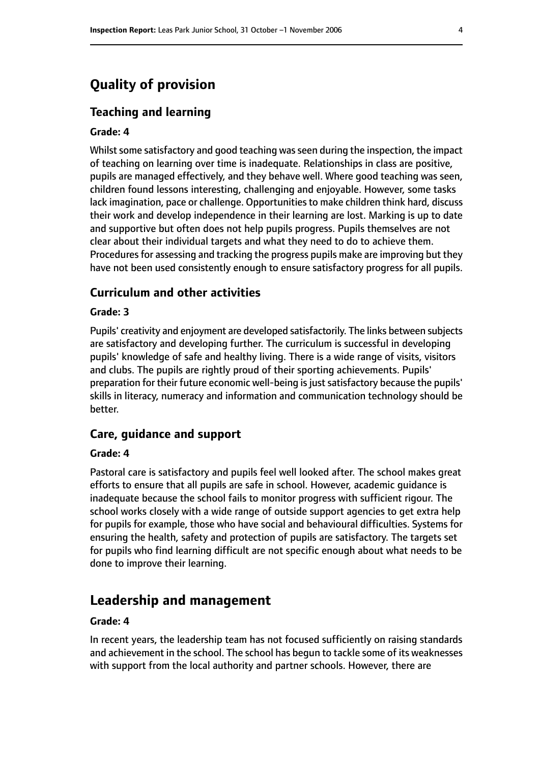# Quality of provision

## Teaching and learning

**Grade: 4**

Whilst some satisfactory and good teaching was seen during the inspection, the impact of teaching on learning over time is inadequate. Relationships in class are positive, pupils are managed effectively, and they behave well. Where good teaching was seen, children found lessons interesting, challenging and enjoyable. However, some tasks lack imagination, pace or challenge. Opportunities to make children think hard, discuss their work and develop independence in their learning are lost. Marking is up to date and supportive but often does not help pupils progress. Pupils themselves are not clear about their individual targets and what they need to do to achieve them. Procedures for assessing and tracking the progress pupils make are improving but they have not been used consistently enough to ensure satisfactory progress for all pupils.

## Curriculum and other activities

**Grade: 3**

Pupils' creativity and enjoyment are developed satisfactorily. The links between subjects are satisfactory and developing further. The curriculum is successful in developing pupils' knowledge of safe and healthy living. There is a wide range of visits, visitors and clubs. The pupils are rightly proud of their sporting achievements. Pupils' preparation for their future economic well-being is just satisfactory because the pupils' skills in literacy, numeracy and information and communication technology should be better.

## Care, guidance and support

**Grade: 4**

Pastoral care is satisfactory and pupils feel well looked after. The school makes great efforts to ensure that all pupils are safe in school. However, academic guidance is inadequate because the school fails to monitor progress with sufficient rigour. The school works closely with a wide range of outside support agencies to get extra help for pupils for example, those who have social and behavioural difficulties. Systems for ensuring the health, safety and protection of pupils are satisfactory. The targets set for pupils who find learning difficult are not specific enough about what needs to be done to improve their learning.

# Leadership and management

**Grade: 4**

In recent years, the leadership team has not focused sufficiently on raising standards and achievement in the school. The school has begun to tackle some of its weaknesses with support from the local authority and partner schools. However, there are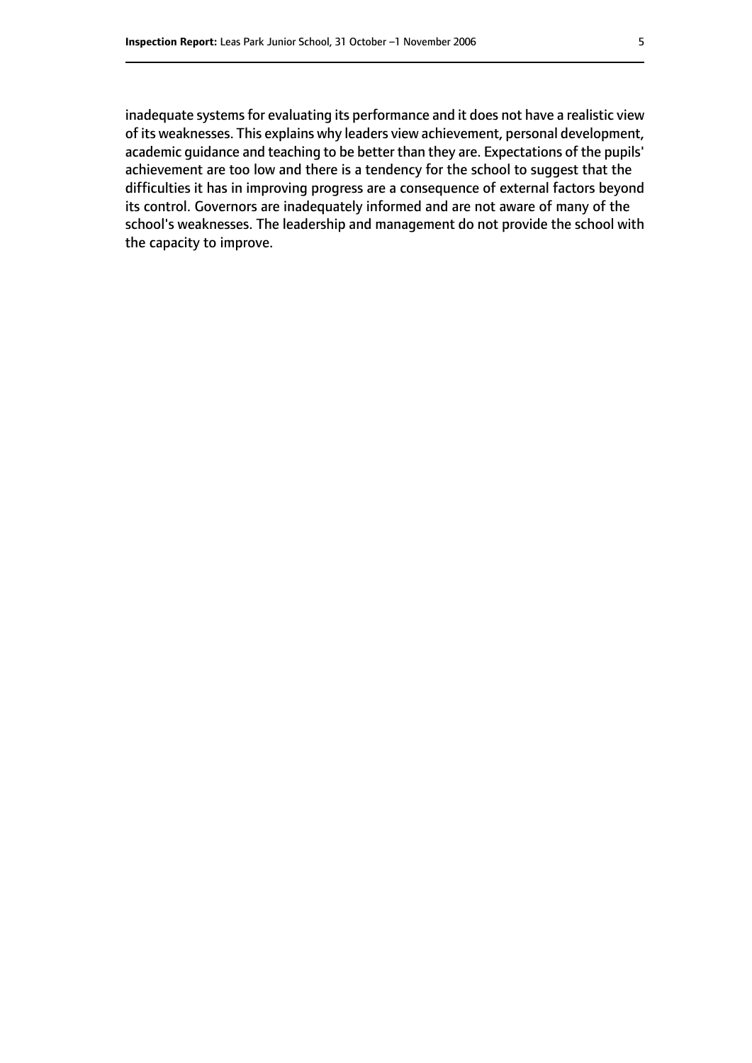inadequate systems for evaluating its performance and it does not have a realistic view of its weaknesses. This explains why leaders view achievement, personal development, academic guidance and teaching to be better than they are. Expectations of the pupils' achievement are too low and there is a tendency for the school to suggest that the difficulties it has in improving progress are a consequence of external factors beyond its control. Governors are inadequately informed and are not aware of many of the school's weaknesses. The leadership and management do not provide the school with the capacity to improve.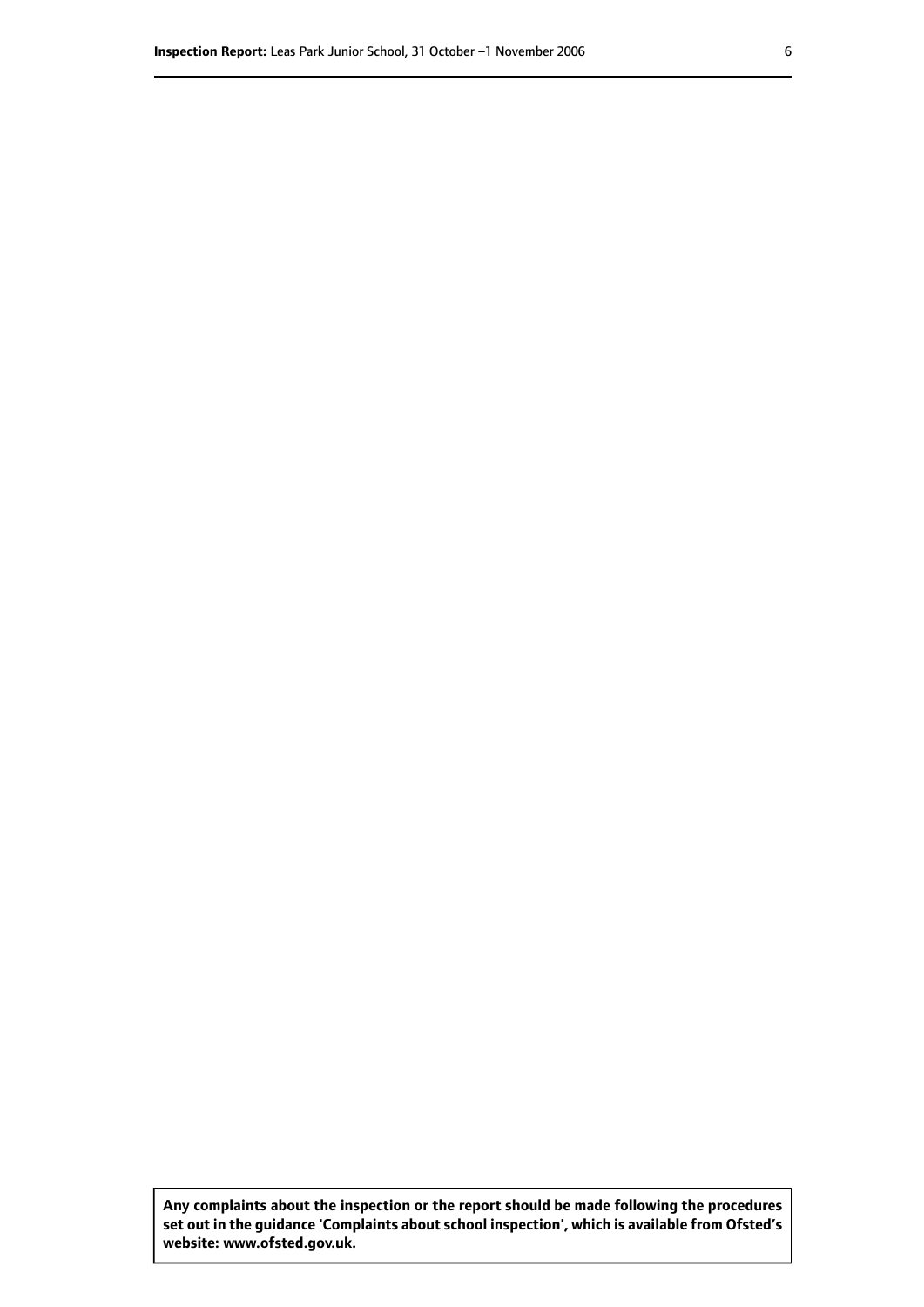**Any complaints about the inspection or the report should be made following the procedures set out in the guidance 'Complaints about school inspection', which is available from Ofsted's website: www.ofsted.gov.uk.**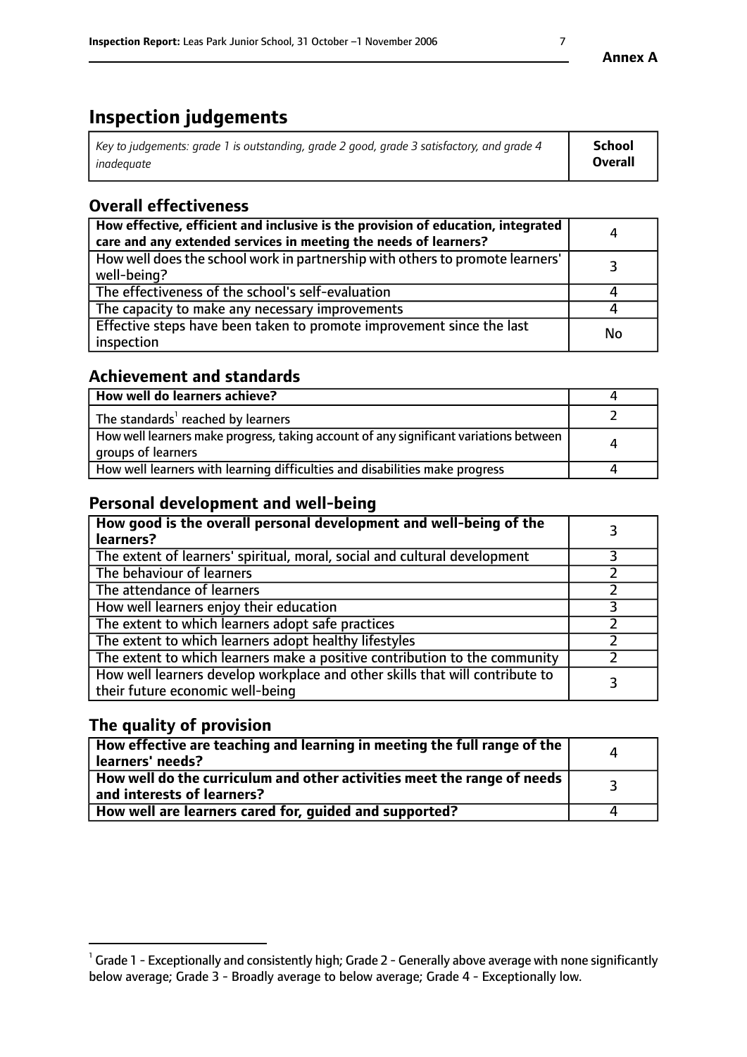# Inspection judgements

| *Key to judgements: grade 1 is outstanding, grade 2 good, grade 3 satisfactory, and grade 4 inadequate* | **School Overall** |
|---|---|

## Overall effectiveness

| | |
|---|---|
| **How effective, efficient and inclusive is the provision of education, integrated care and any extended services in meeting the needs of learners?** | 4 |
| How well does the school work in partnership with others to promote learners' well-being? | 3 |
| The effectiveness of the school's self-evaluation | 4 |
| The capacity to make any necessary improvements | 4 |
| Effective steps have been taken to promote improvement since the last inspection | No |

## Achievement and standards

| | |
|---|---|
| **How well do learners achieve?** | 4 |
| The standards[1] reached by learners | 2 |
| How well learners make progress, taking account of any significant variations between groups of learners | 4 |
| How well learners with learning difficulties and disabilities make progress | 4 |

## Personal development and well-being

| | |
|---|---|
| **How good is the overall personal development and well-being of the learners?** | 3 |
| The extent of learners' spiritual, moral, social and cultural development | 3 |
| The behaviour of learners | 2 |
| The attendance of learners | 2 |
| How well learners enjoy their education | 3 |
| The extent to which learners adopt safe practices | 2 |
| The extent to which learners adopt healthy lifestyles | 2 |
| The extent to which learners make a positive contribution to the community | 2 |
| How well learners develop workplace and other skills that will contribute to their future economic well-being | 3 |

## The quality of provision

| | |
|---|---|
| **How effective are teaching and learning in meeting the full range of the learners' needs?** | 4 |
| **How well do the curriculum and other activities meet the range of needs and interests of learners?** | 3 |
| **How well are learners cared for, guided and supported?** | 4 |

[1] Grade 1 - Exceptionally and consistently high; Grade 2 - Generally above average with none significantly below average; Grade 3 - Broadly average to below average; Grade 4 - Exceptionally low.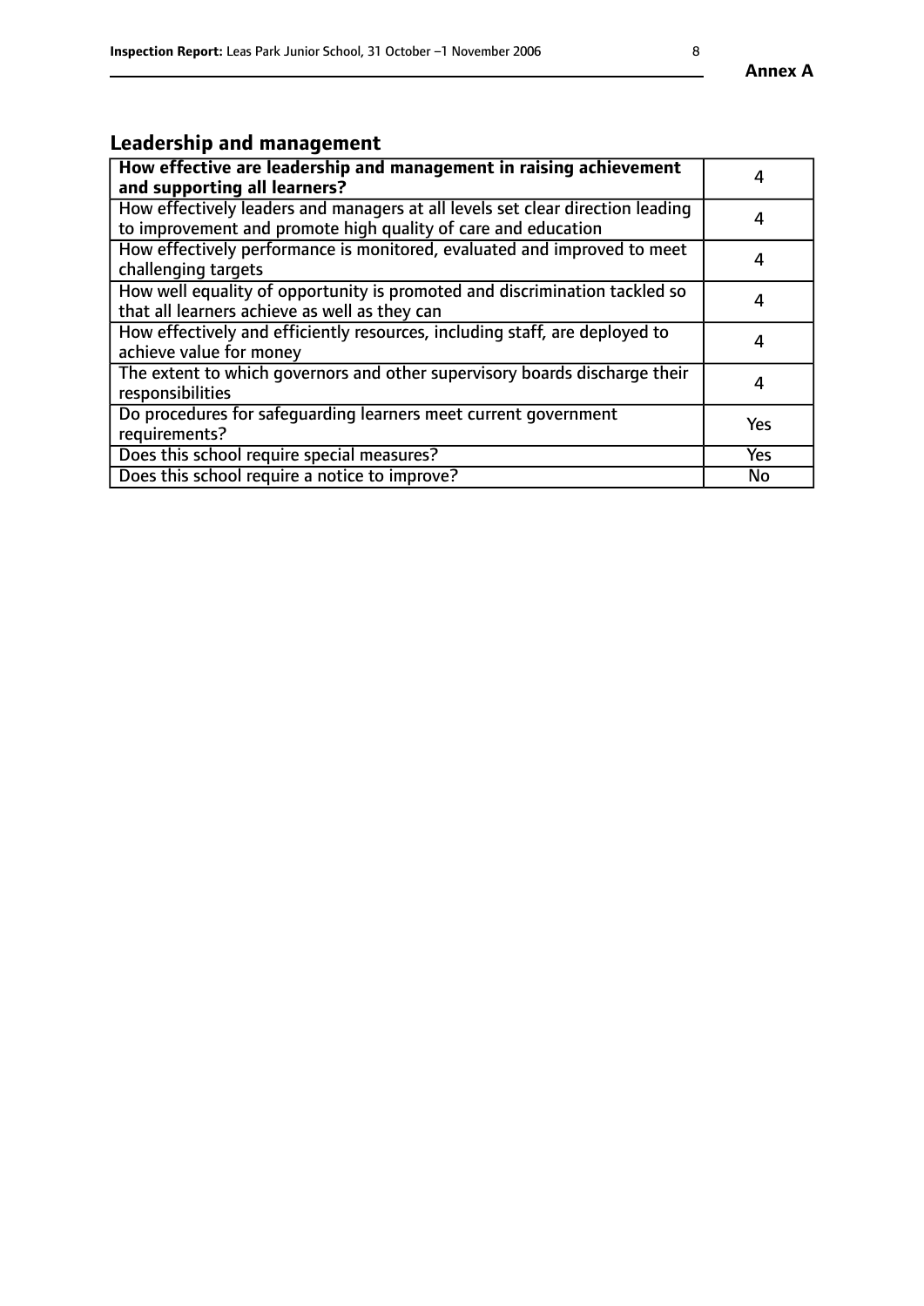## Leadership and management

| How effective are leadership and management in raising achievement and supporting all learners? | 4 |
|---|---|
| How effectively leaders and managers at all levels set clear direction leading to improvement and promote high quality of care and education | 4 |
| How effectively performance is monitored, evaluated and improved to meet challenging targets | 4 |
| How well equality of opportunity is promoted and discrimination tackled so that all learners achieve as well as they can | 4 |
| How effectively and efficiently resources, including staff, are deployed to achieve value for money | 4 |
| The extent to which governors and other supervisory boards discharge their responsibilities | 4 |
| Do procedures for safeguarding learners meet current government requirements? | Yes |
| Does this school require special measures? | Yes |
| Does this school require a notice to improve? | No |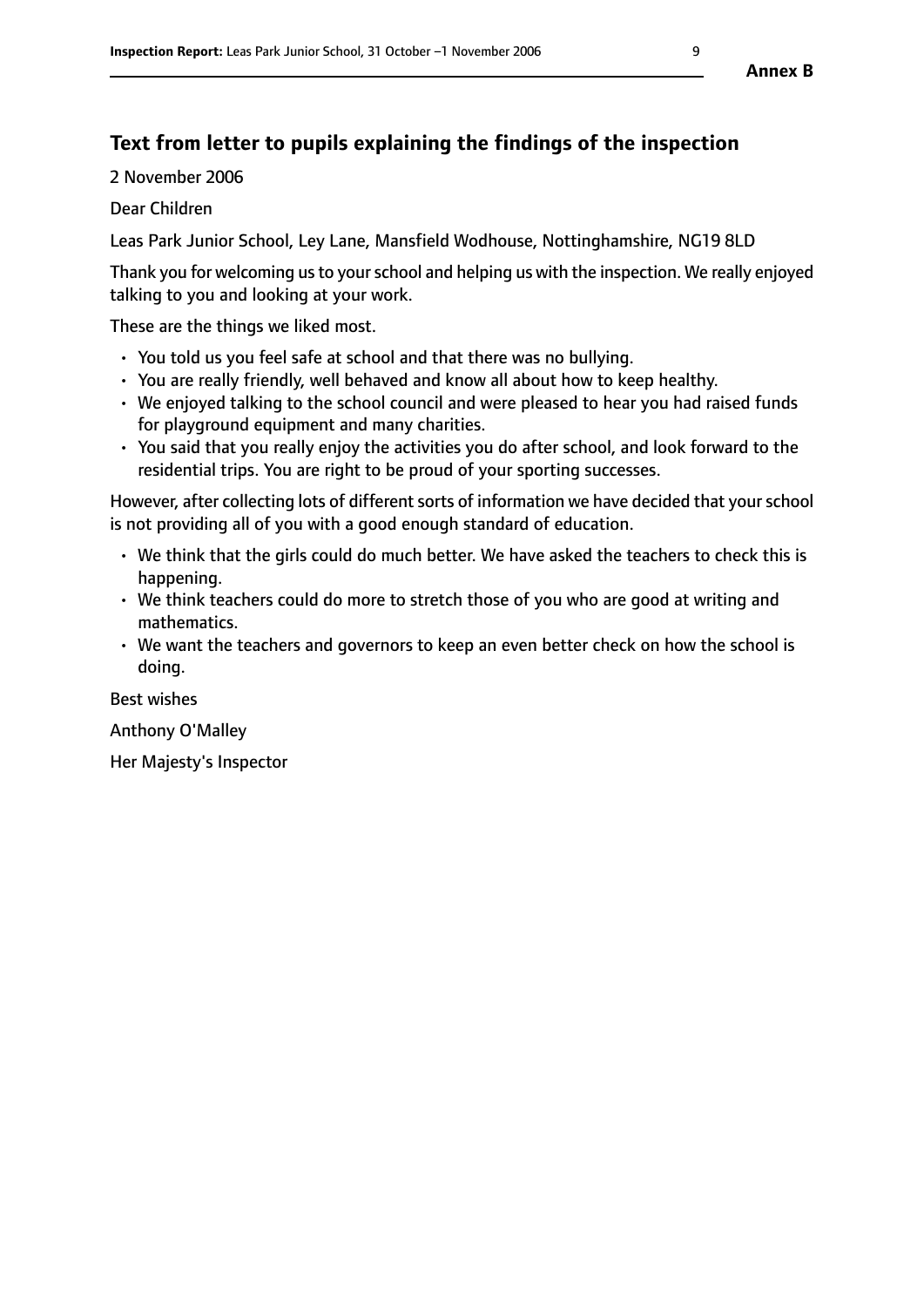## Text from letter to pupils explaining the findings of the inspection

2 November 2006

Dear Children

Leas Park Junior School, Ley Lane, Mansfield Wodhouse, Nottinghamshire, NG19 8LD

Thank you for welcoming us to your school and helping us with the inspection. We really enjoyed talking to you and looking at your work.

These are the things we liked most.

- You told us you feel safe at school and that there was no bullying.
- You are really friendly, well behaved and know all about how to keep healthy.
- We enjoyed talking to the school council and were pleased to hear you had raised funds for playground equipment and many charities.
- You said that you really enjoy the activities you do after school, and look forward to the residential trips. You are right to be proud of your sporting successes.

However, after collecting lots of different sorts of information we have decided that your school is not providing all of you with a good enough standard of education.

- We think that the girls could do much better. We have asked the teachers to check this is happening.
- We think teachers could do more to stretch those of you who are good at writing and mathematics.
- We want the teachers and governors to keep an even better check on how the school is doing.

Best wishes

Anthony O'Malley

Her Majesty's Inspector